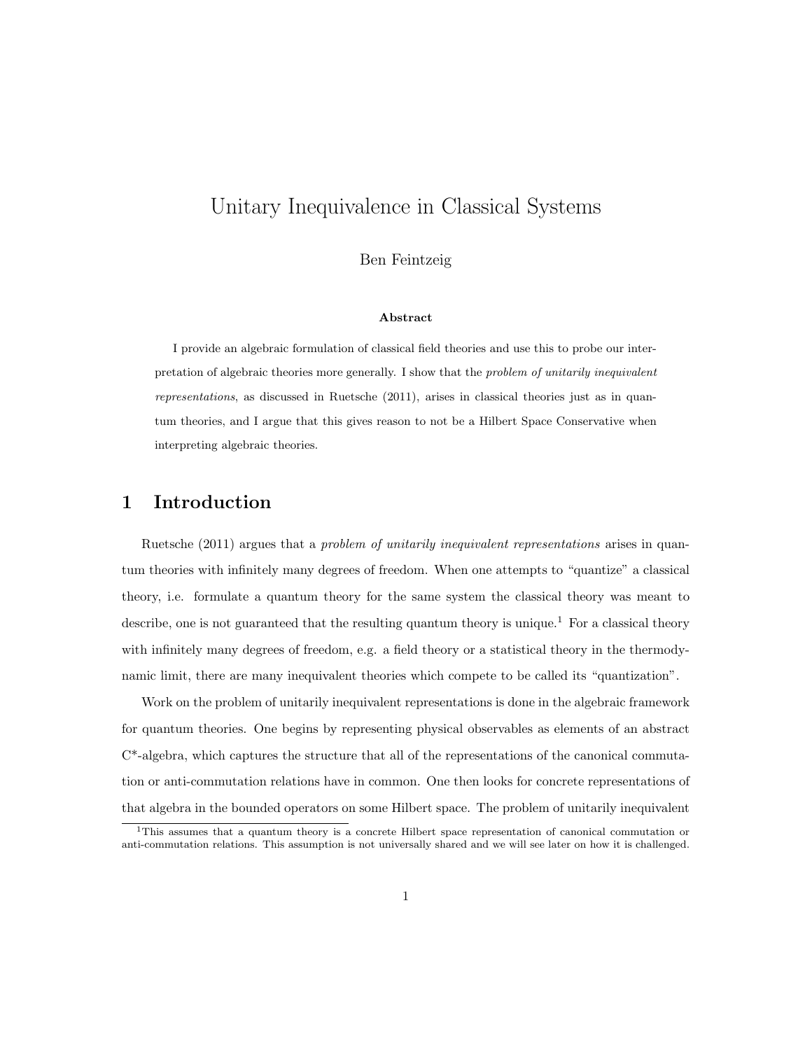# Unitary Inequivalence in Classical Systems

Ben Feintzeig

**Abstract**

I provide an algebraic formulation of classical field theories and use this to probe our interpretation of algebraic theories more generally. I show that the *problem of unitarily inequivalent representations*, as discussed in Ruetsche (2011), arises in classical theories just as in quantum theories, and I argue that this gives reason to not be a Hilbert Space Conservative when interpreting algebraic theories.

## 1 Introduction

Ruetsche (2011) argues that a *problem of unitarily inequivalent representations* arises in quantum theories with infinitely many degrees of freedom. When one attempts to "quantize" a classical theory, i.e. formulate a quantum theory for the same system the classical theory was meant to describe, one is not guaranteed that the resulting quantum theory is unique.[1] For a classical theory with infinitely many degrees of freedom, e.g. a field theory or a statistical theory in the thermodynamic limit, there are many inequivalent theories which compete to be called its "quantization".

Work on the problem of unitarily inequivalent representations is done in the algebraic framework for quantum theories. One begins by representing physical observables as elements of an abstract C*-algebra, which captures the structure that all of the representations of the canonical commutation or anti-commutation relations have in common. One then looks for concrete representations of that algebra in the bounded operators on some Hilbert space. The problem of unitarily inequivalent

[1] This assumes that a quantum theory is a concrete Hilbert space representation of canonical commutation or anti-commutation relations. This assumption is not universally shared and we will see later on how it is challenged.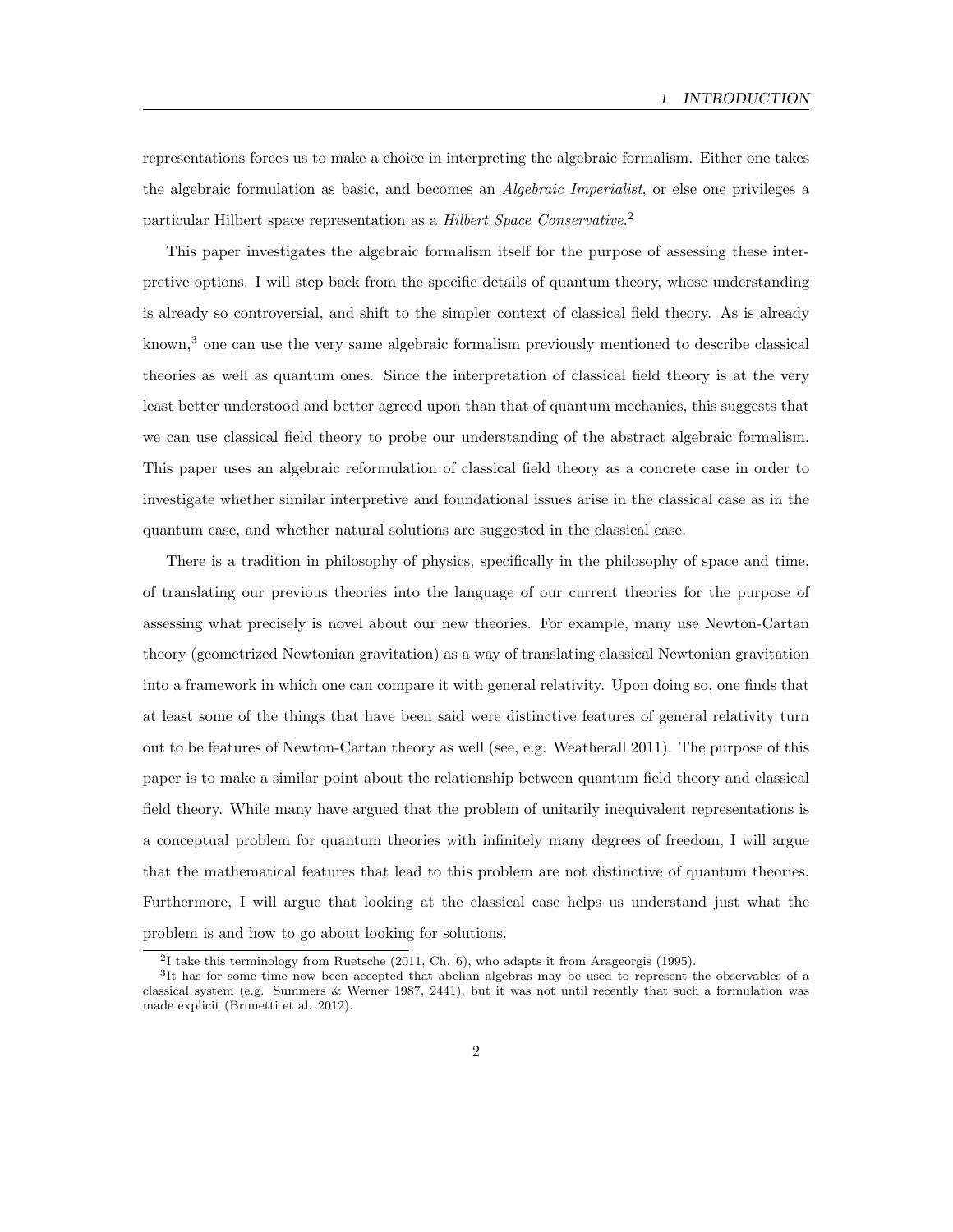representations forces us to make a choice in interpreting the algebraic formalism. Either one takes the algebraic formulation as basic, and becomes an *Algebraic Imperialist*, or else one privileges a particular Hilbert space representation as a *Hilbert Space Conservative*.[2]

This paper investigates the algebraic formalism itself for the purpose of assessing these interpretive options. I will step back from the specific details of quantum theory, whose understanding is already so controversial, and shift to the simpler context of classical field theory. As is already known,[3] one can use the very same algebraic formalism previously mentioned to describe classical theories as well as quantum ones. Since the interpretation of classical field theory is at the very least better understood and better agreed upon than that of quantum mechanics, this suggests that we can use classical field theory to probe our understanding of the abstract algebraic formalism. This paper uses an algebraic reformulation of classical field theory as a concrete case in order to investigate whether similar interpretive and foundational issues arise in the classical case as in the quantum case, and whether natural solutions are suggested in the classical case.

There is a tradition in philosophy of physics, specifically in the philosophy of space and time, of translating our previous theories into the language of our current theories for the purpose of assessing what precisely is novel about our new theories. For example, many use Newton-Cartan theory (geometrized Newtonian gravitation) as a way of translating classical Newtonian gravitation into a framework in which one can compare it with general relativity. Upon doing so, one finds that at least some of the things that have been said were distinctive features of general relativity turn out to be features of Newton-Cartan theory as well (see, e.g. Weatherall 2011). The purpose of this paper is to make a similar point about the relationship between quantum field theory and classical field theory. While many have argued that the problem of unitarily inequivalent representations is a conceptual problem for quantum theories with infinitely many degrees of freedom, I will argue that the mathematical features that lead to this problem are not distinctive of quantum theories. Furthermore, I will argue that looking at the classical case helps us understand just what the problem is and how to go about looking for solutions.

[2] I take this terminology from Ruetsche (2011, Ch. 6), who adapts it from Arageorgis (1995).

[3] It has for some time now been accepted that abelian algebras may be used to represent the observables of a classical system (e.g. Summers & Werner 1987, 2441), but it was not until recently that such a formulation was made explicit (Brunetti et al. 2012).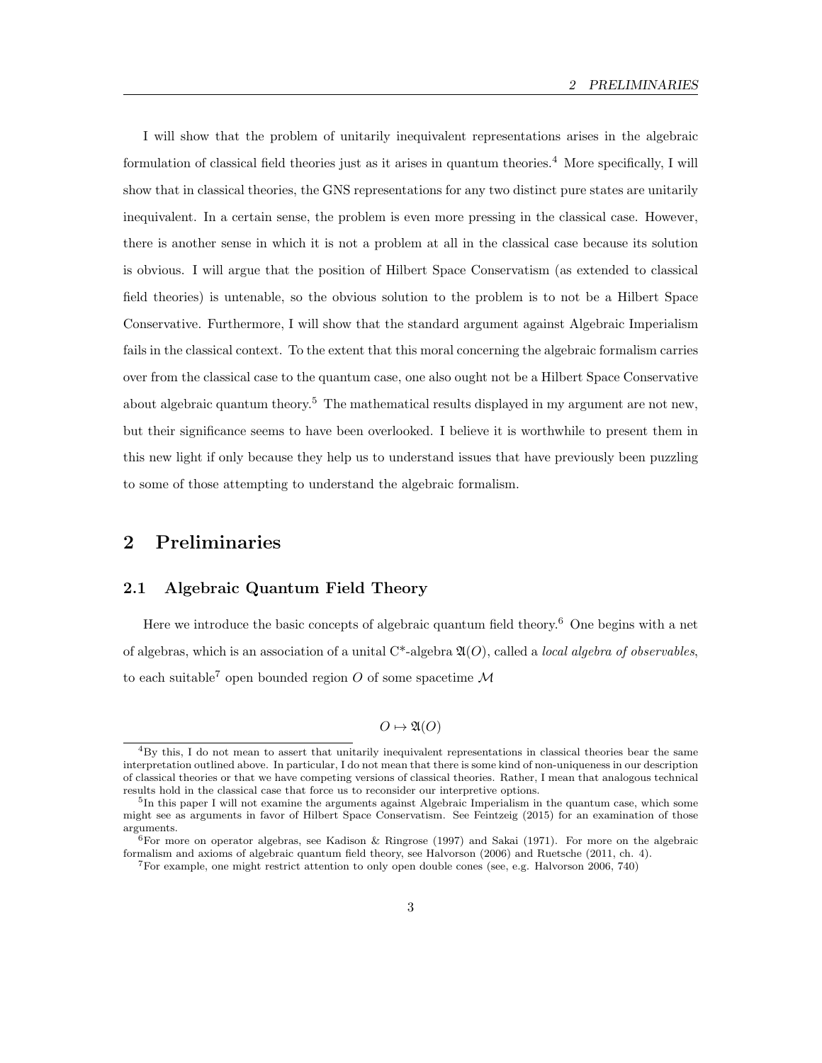I will show that the problem of unitarily inequivalent representations arises in the algebraic formulation of classical field theories just as it arises in quantum theories.[4] More specifically, I will show that in classical theories, the GNS representations for any two distinct pure states are unitarily inequivalent. In a certain sense, the problem is even more pressing in the classical case. However, there is another sense in which it is not a problem at all in the classical case because its solution is obvious. I will argue that the position of Hilbert Space Conservatism (as extended to classical field theories) is untenable, so the obvious solution to the problem is to not be a Hilbert Space Conservative. Furthermore, I will show that the standard argument against Algebraic Imperialism fails in the classical context. To the extent that this moral concerning the algebraic formalism carries over from the classical case to the quantum case, one also ought not be a Hilbert Space Conservative about algebraic quantum theory.[5] The mathematical results displayed in my argument are not new, but their significance seems to have been overlooked. I believe it is worthwhile to present them in this new light if only because they help us to understand issues that have previously been puzzling to some of those attempting to understand the algebraic formalism.

## 2 Preliminaries

### 2.1 Algebraic Quantum Field Theory

Here we introduce the basic concepts of algebraic quantum field theory.[6] One begins with a net of algebras, which is an association of a unital C*-algebra $\mathfrak{A}(O)$, called a *local algebra of observables*, to each suitable[7] open bounded region $O$ of some spacetime $\mathcal{M}$

$$O \mapsto \mathfrak{A}(O)$$

[4] By this, I do not mean to assert that unitarily inequivalent representations in classical theories bear the same interpretation outlined above. In particular, I do not mean that there is some kind of non-uniqueness in our description of classical theories or that we have competing versions of classical theories. Rather, I mean that analogous technical results hold in the classical case that force us to reconsider our interpretive options.

[5] In this paper I will not examine the arguments against Algebraic Imperialism in the quantum case, which some might see as arguments in favor of Hilbert Space Conservatism. See Feintzeig (2015) for an examination of those arguments.

[6] For more on operator algebras, see Kadison & Ringrose (1997) and Sakai (1971). For more on the algebraic formalism and axioms of algebraic quantum field theory, see Halvorson (2006) and Ruetsche (2011, ch. 4).

[7] For example, one might restrict attention to only open double cones (see, e.g. Halvorson 2006, 740)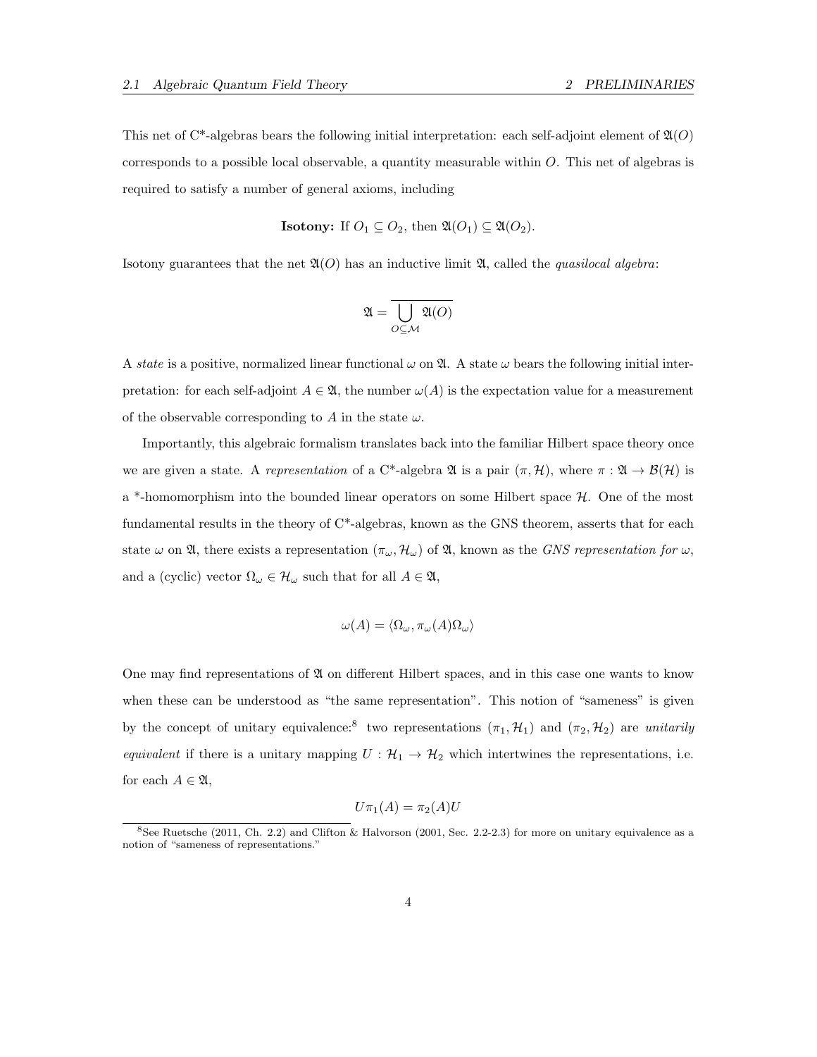This net of C*-algebras bears the following initial interpretation: each self-adjoint element of $\mathfrak{A}(O)$ corresponds to a possible local observable, a quantity measurable within $O$. This net of algebras is required to satisfy a number of general axioms, including

**Isotony:** If $O_1 \subseteq O_2$, then $\mathfrak{A}(O_1) \subseteq \mathfrak{A}(O_2)$.

Isotony guarantees that the net $\mathfrak{A}(O)$ has an inductive limit $\mathfrak{A}$, called the *quasilocal algebra*:

$$\mathfrak{A} = \overline{\bigcup_{O \subseteq \mathcal{M}} \mathfrak{A}(O)}$$

A *state* is a positive, normalized linear functional $\omega$ on $\mathfrak{A}$. A state $\omega$ bears the following initial interpretation: for each self-adjoint $A \in \mathfrak{A}$, the number $\omega(A)$ is the expectation value for a measurement of the observable corresponding to $A$ in the state $\omega$.

Importantly, this algebraic formalism translates back into the familiar Hilbert space theory once we are given a state. A *representation* of a C*-algebra $\mathfrak{A}$ is a pair $(\pi, \mathcal{H})$, where $\pi : \mathfrak{A} \to \mathcal{B}(\mathcal{H})$ is a *-homomorphism into the bounded linear operators on some Hilbert space $\mathcal{H}$. One of the most fundamental results in the theory of C*-algebras, known as the GNS theorem, asserts that for each state $\omega$ on $\mathfrak{A}$, there exists a representation $(\pi_\omega, \mathcal{H}_\omega)$ of $\mathfrak{A}$, known as the *GNS representation for* $\omega$, and a (cyclic) vector $\Omega_\omega \in \mathcal{H}_\omega$ such that for all $A \in \mathfrak{A}$,

$$\omega(A) = \langle \Omega_\omega, \pi_\omega(A)\Omega_\omega \rangle$$

One may find representations of $\mathfrak{A}$ on different Hilbert spaces, and in this case one wants to know when these can be understood as "the same representation". This notion of "sameness" is given by the concept of unitary equivalence:[8] two representations $(\pi_1, \mathcal{H}_1)$ and $(\pi_2, \mathcal{H}_2)$ are *unitarily equivalent* if there is a unitary mapping $U : \mathcal{H}_1 \to \mathcal{H}_2$ which intertwines the representations, i.e. for each $A \in \mathfrak{A}$,

$$U\pi_1(A) = \pi_2(A)U$$

[8] See Ruetsche (2011, Ch. 2.2) and Clifton & Halvorson (2001, Sec. 2.2-2.3) for more on unitary equivalence as a notion of "sameness of representations."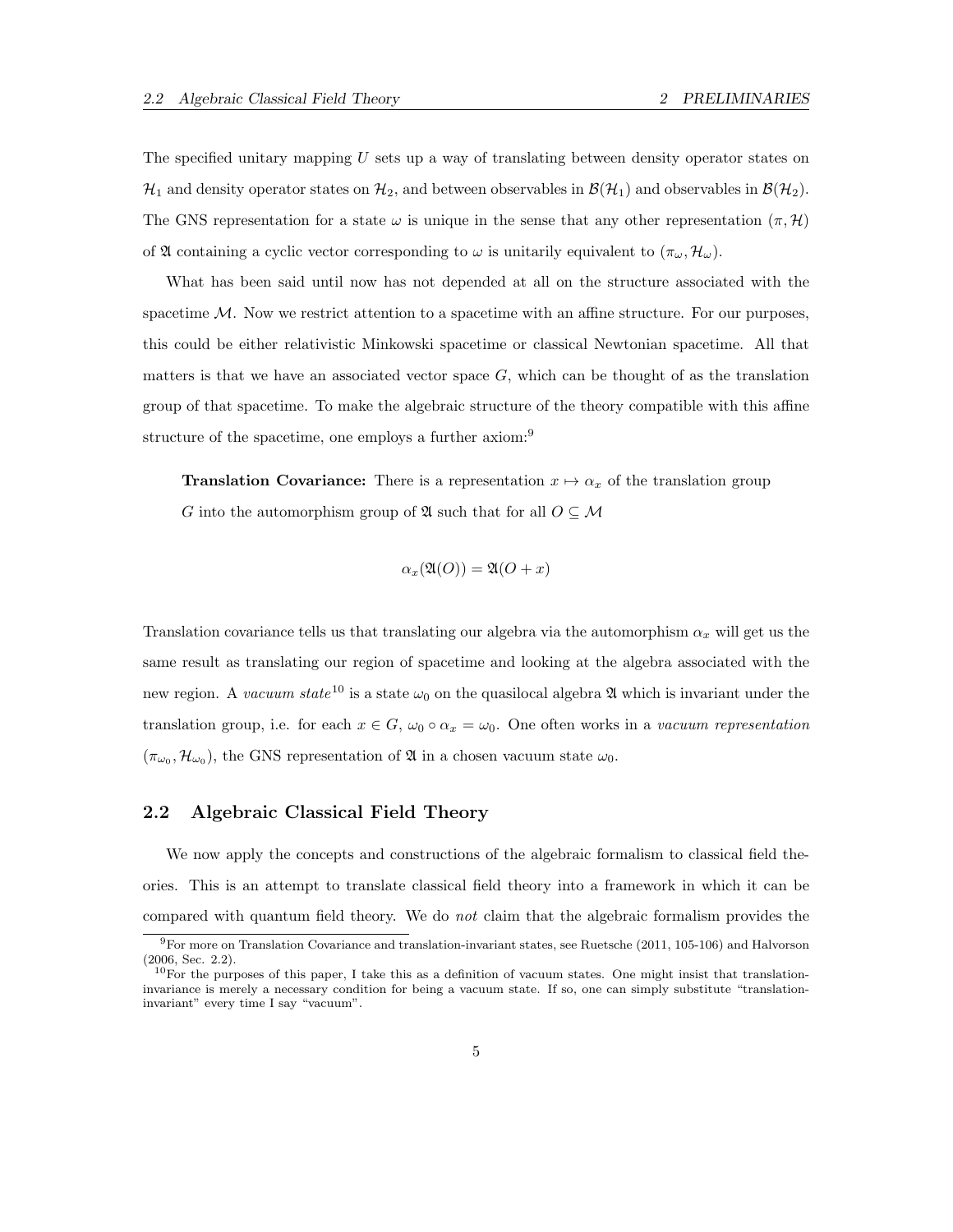The specified unitary mapping $U$ sets up a way of translating between density operator states on $\mathcal{H}_1$ and density operator states on $\mathcal{H}_2$, and between observables in $\mathcal{B}(\mathcal{H}_1)$ and observables in $\mathcal{B}(\mathcal{H}_2)$. The GNS representation for a state $\omega$ is unique in the sense that any other representation $(\pi, \mathcal{H})$ of $\mathfrak{A}$ containing a cyclic vector corresponding to $\omega$ is unitarily equivalent to $(\pi_\omega, \mathcal{H}_\omega)$.

What has been said until now has not depended at all on the structure associated with the spacetime $\mathcal{M}$. Now we restrict attention to a spacetime with an affine structure. For our purposes, this could be either relativistic Minkowski spacetime or classical Newtonian spacetime. All that matters is that we have an associated vector space $G$, which can be thought of as the translation group of that spacetime. To make the algebraic structure of the theory compatible with this affine structure of the spacetime, one employs a further axiom:[9]

> **Translation Covariance:** There is a representation $x \mapsto \alpha_x$ of the translation group $G$ into the automorphism group of $\mathfrak{A}$ such that for all $O \subseteq \mathcal{M}$
>
> $$\alpha_x(\mathfrak{A}(O)) = \mathfrak{A}(O + x)$$

Translation covariance tells us that translating our algebra via the automorphism $\alpha_x$ will get us the same result as translating our region of spacetime and looking at the algebra associated with the new region. A *vacuum state*[10] is a state $\omega_0$ on the quasilocal algebra $\mathfrak{A}$ which is invariant under the translation group, i.e. for each $x \in G$, $\omega_0 \circ \alpha_x = \omega_0$. One often works in a *vacuum representation* $(\pi_{\omega_0}, \mathcal{H}_{\omega_0})$, the GNS representation of $\mathfrak{A}$ in a chosen vacuum state $\omega_0$.

## 2.2 Algebraic Classical Field Theory

We now apply the concepts and constructions of the algebraic formalism to classical field theories. This is an attempt to translate classical field theory into a framework in which it can be compared with quantum field theory. We do *not* claim that the algebraic formalism provides the

---

[9] For more on Translation Covariance and translation-invariant states, see Ruetsche (2011, 105-106) and Halvorson (2006, Sec. 2.2).

[10] For the purposes of this paper, I take this as a definition of vacuum states. One might insist that translation-invariance is merely a necessary condition for being a vacuum state. If so, one can simply substitute "translation-invariant" every time I say "vacuum".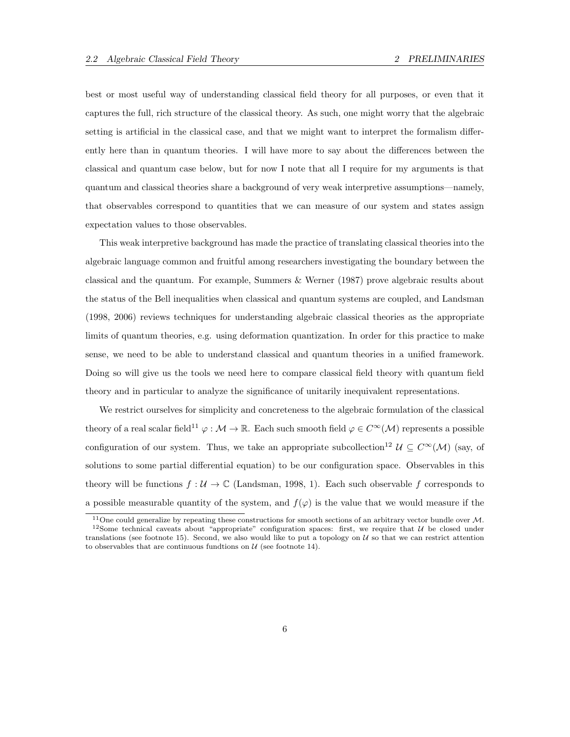best or most useful way of understanding classical field theory for all purposes, or even that it captures the full, rich structure of the classical theory. As such, one might worry that the algebraic setting is artificial in the classical case, and that we might want to interpret the formalism differently here than in quantum theories. I will have more to say about the differences between the classical and quantum case below, but for now I note that all I require for my arguments is that quantum and classical theories share a background of very weak interpretive assumptions—namely, that observables correspond to quantities that we can measure of our system and states assign expectation values to those observables.

This weak interpretive background has made the practice of translating classical theories into the algebraic language common and fruitful among researchers investigating the boundary between the classical and the quantum. For example, Summers & Werner (1987) prove algebraic results about the status of the Bell inequalities when classical and quantum systems are coupled, and Landsman (1998, 2006) reviews techniques for understanding algebraic classical theories as the appropriate limits of quantum theories, e.g. using deformation quantization. In order for this practice to make sense, we need to be able to understand classical and quantum theories in a unified framework. Doing so will give us the tools we need here to compare classical field theory with quantum field theory and in particular to analyze the significance of unitarily inequivalent representations.

We restrict ourselves for simplicity and concreteness to the algebraic formulation of the classical theory of a real scalar field[11] $\varphi : \mathcal{M} \to \mathbb{R}$. Each such smooth field $\varphi \in C^\infty(\mathcal{M})$ represents a possible configuration of our system. Thus, we take an appropriate subcollection[12] $\mathcal{U} \subseteq C^\infty(\mathcal{M})$ (say, of solutions to some partial differential equation) to be our configuration space. Observables in this theory will be functions $f : \mathcal{U} \to \mathbb{C}$ (Landsman, 1998, 1). Each such observable $f$ corresponds to a possible measurable quantity of the system, and $f(\varphi)$ is the value that we would measure if the

---

[11] One could generalize by repeating these constructions for smooth sections of an arbitrary vector bundle over $\mathcal{M}$.

[12] Some technical caveats about "appropriate" configuration spaces: first, we require that $\mathcal{U}$ be closed under translations (see footnote 15). Second, we also would like to put a topology on $\mathcal{U}$ so that we can restrict attention to observables that are continuous fundtions on $\mathcal{U}$ (see footnote 14).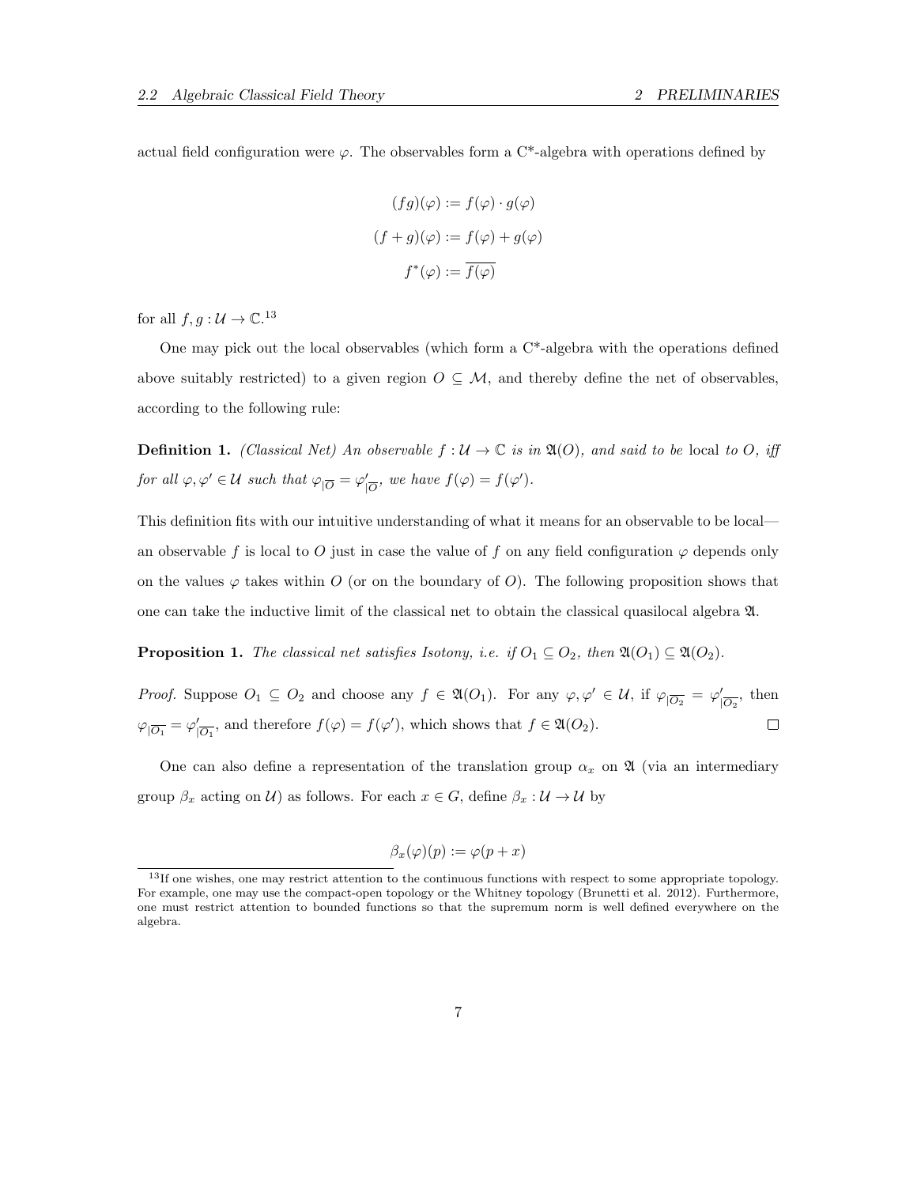actual field configuration were $\varphi$. The observables form a C*-algebra with operations defined by

$$(fg)(\varphi) := f(\varphi) \cdot g(\varphi)$$

$$(f+g)(\varphi) := f(\varphi) + g(\varphi)$$

$$f^*(\varphi) := \overline{f(\varphi)}$$

for all $f, g : \mathcal{U} \to \mathbb{C}$.[13]

One may pick out the local observables (which form a C*-algebra with the operations defined above suitably restricted) to a given region $O \subseteq \mathcal{M}$, and thereby define the net of observables, according to the following rule:

**Definition 1.** *(Classical Net) An observable $f : \mathcal{U} \to \mathbb{C}$ is in $\mathfrak{A}(O)$, and said to be* local *to $O$, iff for all $\varphi, \varphi' \in \mathcal{U}$ such that $\varphi_{|\overline{O}} = \varphi'_{|\overline{O}}$, we have $f(\varphi) = f(\varphi')$.*

This definition fits with our intuitive understanding of what it means for an observable to be local—an observable $f$ is local to $O$ just in case the value of $f$ on any field configuration $\varphi$ depends only on the values $\varphi$ takes within $O$ (or on the boundary of $O$). The following proposition shows that one can take the inductive limit of the classical net to obtain the classical quasilocal algebra $\mathfrak{A}$.

**Proposition 1.** *The classical net satisfies Isotony, i.e. if $O_1 \subseteq O_2$, then $\mathfrak{A}(O_1) \subseteq \mathfrak{A}(O_2)$.*

*Proof.* Suppose $O_1 \subseteq O_2$ and choose any $f \in \mathfrak{A}(O_1)$. For any $\varphi, \varphi' \in \mathcal{U}$, if $\varphi_{|\overline{O_2}} = \varphi'_{|\overline{O_2}}$, then $\varphi_{|\overline{O_1}} = \varphi'_{|\overline{O_1}}$, and therefore $f(\varphi) = f(\varphi')$, which shows that $f \in \mathfrak{A}(O_2)$. □

One can also define a representation of the translation group $\alpha_x$ on $\mathfrak{A}$ (via an intermediary group $\beta_x$ acting on $\mathcal{U}$) as follows. For each $x \in G$, define $\beta_x : \mathcal{U} \to \mathcal{U}$ by

$$\beta_x(\varphi)(p) := \varphi(p + x)$$

[13] If one wishes, one may restrict attention to the continuous functions with respect to some appropriate topology. For example, one may use the compact-open topology or the Whitney topology (Brunetti et al. 2012). Furthermore, one must restrict attention to bounded functions so that the supremum norm is well defined everywhere on the algebra.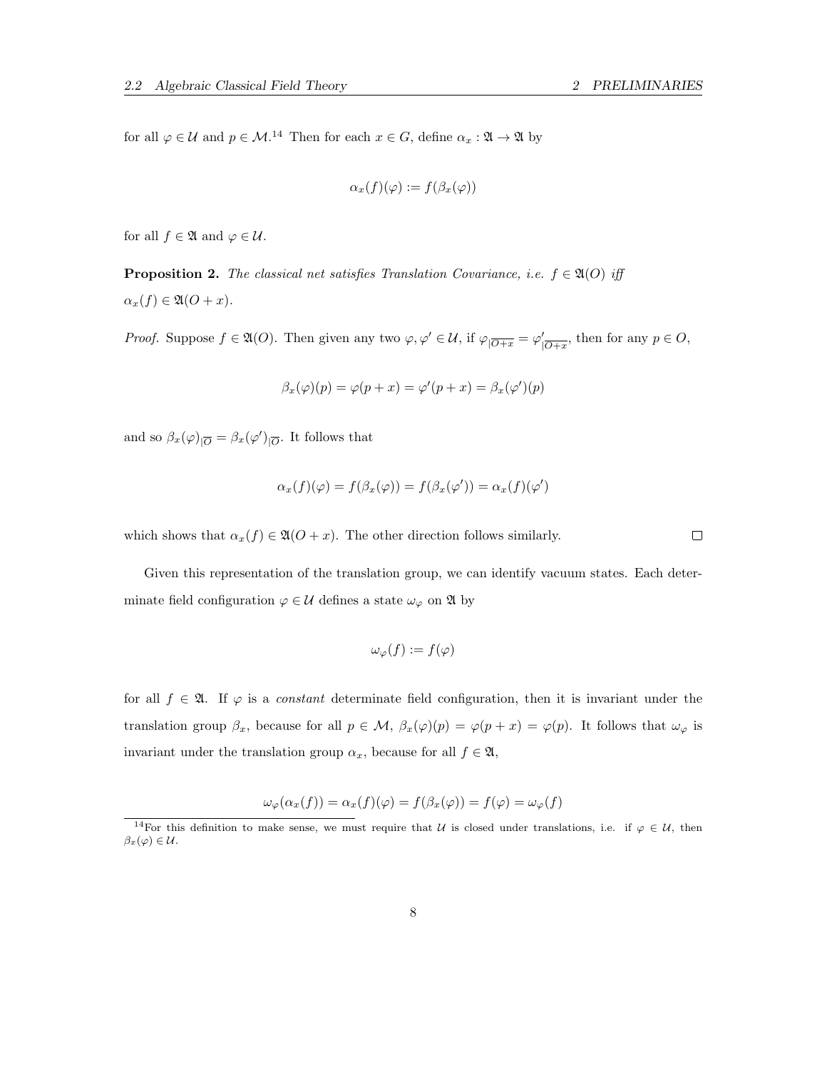for all $\varphi \in \mathcal{U}$ and $p \in \mathcal{M}$.[14] Then for each $x \in G$, define $\alpha_x : \mathfrak{A} \to \mathfrak{A}$ by

$$\alpha_x(f)(\varphi) := f(\beta_x(\varphi))$$

for all $f \in \mathfrak{A}$ and $\varphi \in \mathcal{U}$.

**Proposition 2.** *The classical net satisfies Translation Covariance, i.e. $f \in \mathfrak{A}(O)$ iff $\alpha_x(f) \in \mathfrak{A}(O + x)$.*

*Proof.* Suppose $f \in \mathfrak{A}(O)$. Then given any two $\varphi, \varphi' \in \mathcal{U}$, if $\varphi_{|\overline{O+x}} = \varphi'_{|\overline{O+x}}$, then for any $p \in O$,

$$\beta_x(\varphi)(p) = \varphi(p + x) = \varphi'(p + x) = \beta_x(\varphi')(p)$$

and so $\beta_x(\varphi)_{|\overline{O}} = \beta_x(\varphi')_{|\overline{O}}$. It follows that

$$\alpha_x(f)(\varphi) = f(\beta_x(\varphi)) = f(\beta_x(\varphi')) = \alpha_x(f)(\varphi')$$

which shows that $\alpha_x(f) \in \mathfrak{A}(O + x)$. The other direction follows similarly. $\square$

Given this representation of the translation group, we can identify vacuum states. Each determinate field configuration $\varphi \in \mathcal{U}$ defines a state $\omega_\varphi$ on $\mathfrak{A}$ by

$$\omega_\varphi(f) := f(\varphi)$$

for all $f \in \mathfrak{A}$. If $\varphi$ is a *constant* determinate field configuration, then it is invariant under the translation group $\beta_x$, because for all $p \in \mathcal{M}$, $\beta_x(\varphi)(p) = \varphi(p + x) = \varphi(p)$. It follows that $\omega_\varphi$ is invariant under the translation group $\alpha_x$, because for all $f \in \mathfrak{A}$,

$$\omega_\varphi(\alpha_x(f)) = \alpha_x(f)(\varphi) = f(\beta_x(\varphi)) = f(\varphi) = \omega_\varphi(f)$$

[14] For this definition to make sense, we must require that $\mathcal{U}$ is closed under translations, i.e. if $\varphi \in \mathcal{U}$, then $\beta_x(\varphi) \in \mathcal{U}$.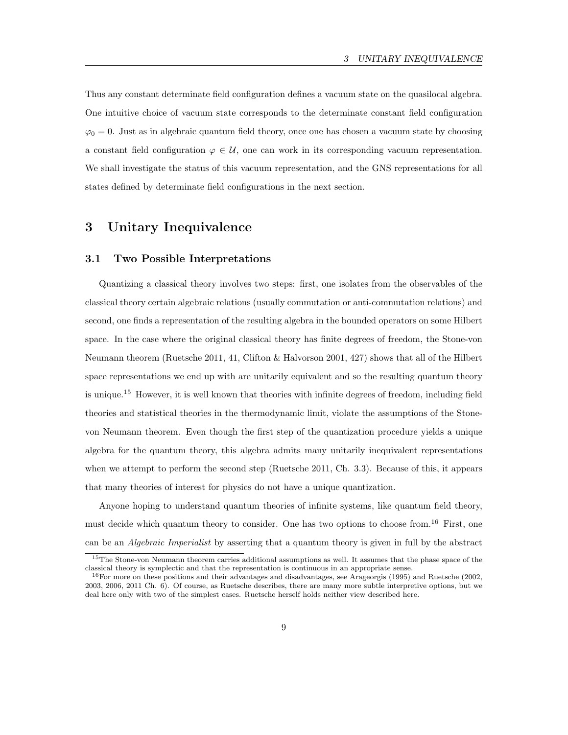Thus any constant determinate field configuration defines a vacuum state on the quasilocal algebra. One intuitive choice of vacuum state corresponds to the determinate constant field configuration $\varphi_0 = 0$. Just as in algebraic quantum field theory, once one has chosen a vacuum state by choosing a constant field configuration $\varphi \in \mathcal{U}$, one can work in its corresponding vacuum representation. We shall investigate the status of this vacuum representation, and the GNS representations for all states defined by determinate field configurations in the next section.

# 3 Unitary Inequivalence

## 3.1 Two Possible Interpretations

Quantizing a classical theory involves two steps: first, one isolates from the observables of the classical theory certain algebraic relations (usually commutation or anti-commutation relations) and second, one finds a representation of the resulting algebra in the bounded operators on some Hilbert space. In the case where the original classical theory has finite degrees of freedom, the Stone-von Neumann theorem (Ruetsche 2011, 41, Clifton & Halvorson 2001, 427) shows that all of the Hilbert space representations we end up with are unitarily equivalent and so the resulting quantum theory is unique.[15] However, it is well known that theories with infinite degrees of freedom, including field theories and statistical theories in the thermodynamic limit, violate the assumptions of the Stone-von Neumann theorem. Even though the first step of the quantization procedure yields a unique algebra for the quantum theory, this algebra admits many unitarily inequivalent representations when we attempt to perform the second step (Ruetsche 2011, Ch. 3.3). Because of this, it appears that many theories of interest for physics do not have a unique quantization.

Anyone hoping to understand quantum theories of infinite systems, like quantum field theory, must decide which quantum theory to consider. One has two options to choose from.[16] First, one can be an *Algebraic Imperialist* by asserting that a quantum theory is given in full by the abstract

[15] The Stone-von Neumann theorem carries additional assumptions as well. It assumes that the phase space of the classical theory is symplectic and that the representation is continuous in an appropriate sense.

[16] For more on these positions and their advantages and disadvantages, see Arageorgis (1995) and Ruetsche (2002, 2003, 2006, 2011 Ch. 6). Of course, as Ruetsche describes, there are many more subtle interpretive options, but we deal here only with two of the simplest cases. Ruetsche herself holds neither view described here.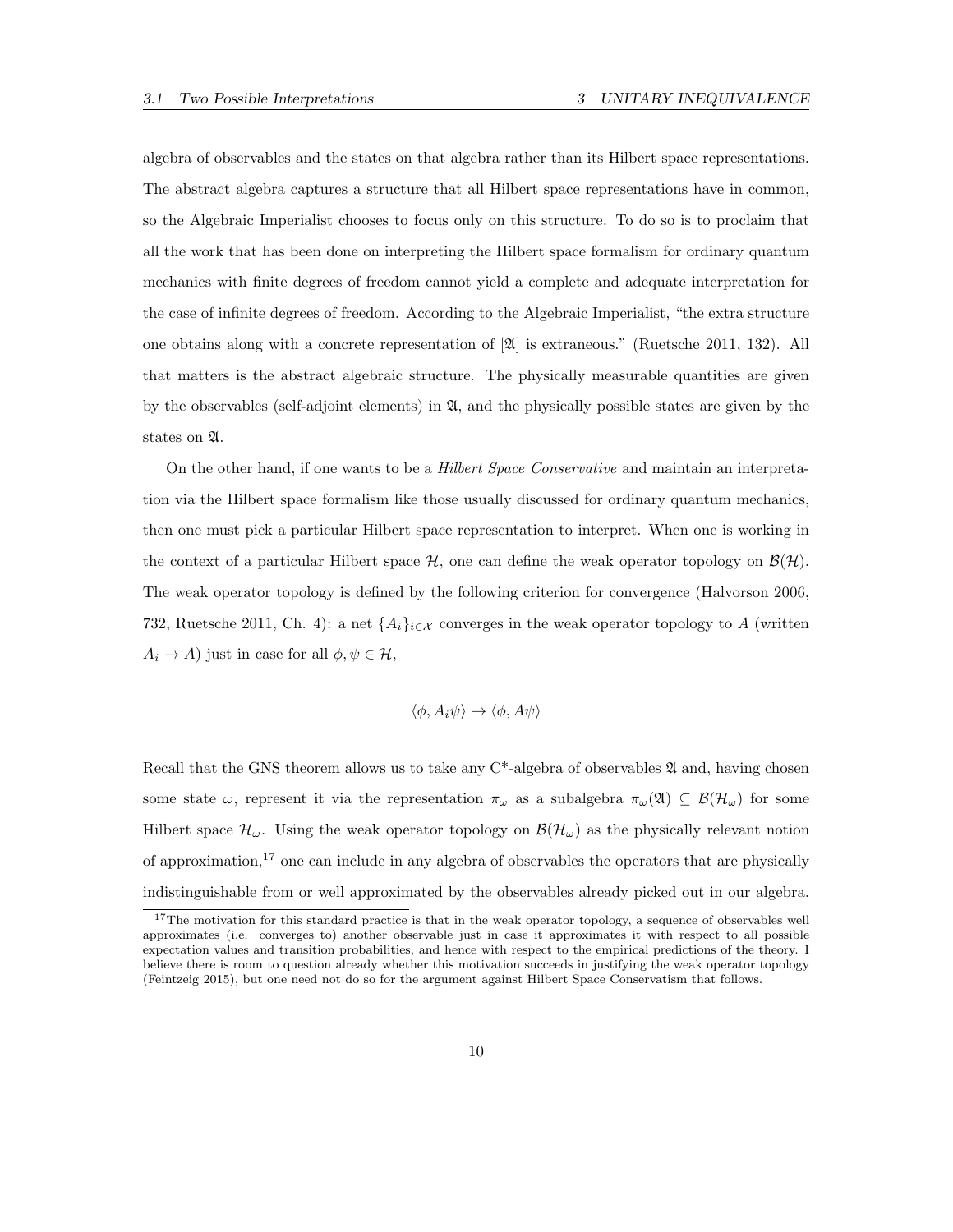algebra of observables and the states on that algebra rather than its Hilbert space representations. The abstract algebra captures a structure that all Hilbert space representations have in common, so the Algebraic Imperialist chooses to focus only on this structure. To do so is to proclaim that all the work that has been done on interpreting the Hilbert space formalism for ordinary quantum mechanics with finite degrees of freedom cannot yield a complete and adequate interpretation for the case of infinite degrees of freedom. According to the Algebraic Imperialist, "the extra structure one obtains along with a concrete representation of [$\mathfrak{A}$] is extraneous." (Ruetsche 2011, 132). All that matters is the abstract algebraic structure. The physically measurable quantities are given by the observables (self-adjoint elements) in $\mathfrak{A}$, and the physically possible states are given by the states on $\mathfrak{A}$.

On the other hand, if one wants to be a *Hilbert Space Conservative* and maintain an interpretation via the Hilbert space formalism like those usually discussed for ordinary quantum mechanics, then one must pick a particular Hilbert space representation to interpret. When one is working in the context of a particular Hilbert space $\mathcal{H}$, one can define the weak operator topology on $\mathcal{B}(\mathcal{H})$. The weak operator topology is defined by the following criterion for convergence (Halvorson 2006, 732, Ruetsche 2011, Ch. 4): a net $\{A_i\}_{i\in\mathcal{X}}$ converges in the weak operator topology to $A$ (written $A_i \to A$) just in case for all $\phi, \psi \in \mathcal{H}$,

$$\langle \phi, A_i \psi \rangle \to \langle \phi, A\psi \rangle$$

Recall that the GNS theorem allows us to take any C*-algebra of observables $\mathfrak{A}$ and, having chosen some state $\omega$, represent it via the representation $\pi_\omega$ as a subalgebra $\pi_\omega(\mathfrak{A}) \subseteq \mathcal{B}(\mathcal{H}_\omega)$ for some Hilbert space $\mathcal{H}_\omega$. Using the weak operator topology on $\mathcal{B}(\mathcal{H}_\omega)$ as the physically relevant notion of approximation,[17] one can include in any algebra of observables the operators that are physically indistinguishable from or well approximated by the observables already picked out in our algebra.

[17] The motivation for this standard practice is that in the weak operator topology, a sequence of observables well approximates (i.e. converges to) another observable just in case it approximates it with respect to all possible expectation values and transition probabilities, and hence with respect to the empirical predictions of the theory. I believe there is room to question already whether this motivation succeeds in justifying the weak operator topology (Feintzeig 2015), but one need not do so for the argument against Hilbert Space Conservatism that follows.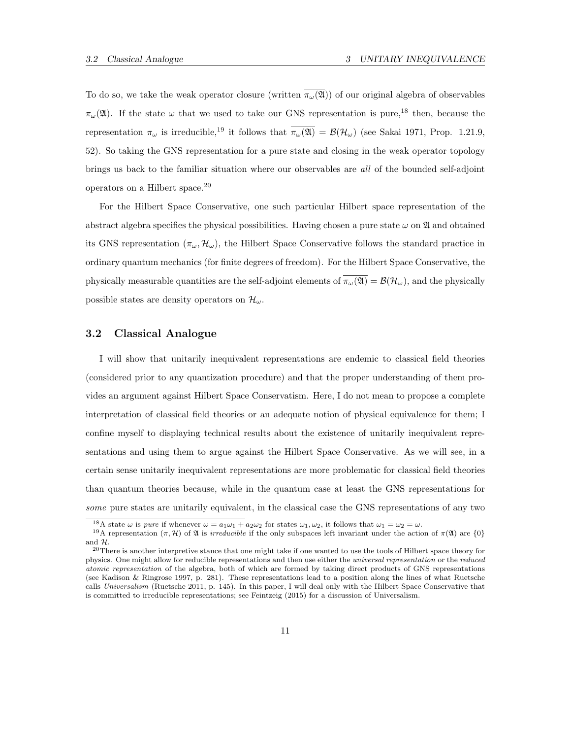To do so, we take the weak operator closure (written $\overline{\pi_\omega(\mathfrak{A})}$) of our original algebra of observables $\pi_\omega(\mathfrak{A})$. If the state $\omega$ that we used to take our GNS representation is pure,[18] then, because the representation $\pi_\omega$ is irreducible,[19] it follows that $\overline{\pi_\omega(\mathfrak{A})} = \mathcal{B}(\mathcal{H}_\omega)$ (see Sakai 1971, Prop. 1.21.9, 52). So taking the GNS representation for a pure state and closing in the weak operator topology brings us back to the familiar situation where our observables are *all* of the bounded self-adjoint operators on a Hilbert space.[20]

For the Hilbert Space Conservative, one such particular Hilbert space representation of the abstract algebra specifies the physical possibilities. Having chosen a pure state $\omega$ on $\mathfrak{A}$ and obtained its GNS representation $(\pi_\omega, \mathcal{H}_\omega)$, the Hilbert Space Conservative follows the standard practice in ordinary quantum mechanics (for finite degrees of freedom). For the Hilbert Space Conservative, the physically measurable quantities are the self-adjoint elements of $\overline{\pi_\omega(\mathfrak{A})} = \mathcal{B}(\mathcal{H}_\omega)$, and the physically possible states are density operators on $\mathcal{H}_\omega$.

### 3.2 Classical Analogue

I will show that unitarily inequivalent representations are endemic to classical field theories (considered prior to any quantization procedure) and that the proper understanding of them provides an argument against Hilbert Space Conservatism. Here, I do not mean to propose a complete interpretation of classical field theories or an adequate notion of physical equivalence for them; I confine myself to displaying technical results about the existence of unitarily inequivalent representations and using them to argue against the Hilbert Space Conservative. As we will see, in a certain sense unitarily inequivalent representations are more problematic for classical field theories than quantum theories because, while in the quantum case at least the GNS representations for *some* pure states are unitarily equivalent, in the classical case the GNS representations of any two

[18] A state $\omega$ is *pure* if whenever $\omega = a_1\omega_1 + a_2\omega_2$ for states $\omega_1, \omega_2$, it follows that $\omega_1 = \omega_2 = \omega$.

[19] A representation $(\pi, \mathcal{H})$ of $\mathfrak{A}$ is *irreducible* if the only subspaces left invariant under the action of $\pi(\mathfrak{A})$ are $\{0\}$ and $\mathcal{H}$.

[20] There is another interpretive stance that one might take if one wanted to use the tools of Hilbert space theory for physics. One might allow for reducible representations and then use either the *universal representation* or the *reduced atomic representation* of the algebra, both of which are formed by taking direct products of GNS representations (see Kadison & Ringrose 1997, p. 281). These representations lead to a position along the lines of what Ruetsche calls *Universalism* (Ruetsche 2011, p. 145). In this paper, I will deal only with the Hilbert Space Conservative that is committed to irreducible representations; see Feintzeig (2015) for a discussion of Universalism.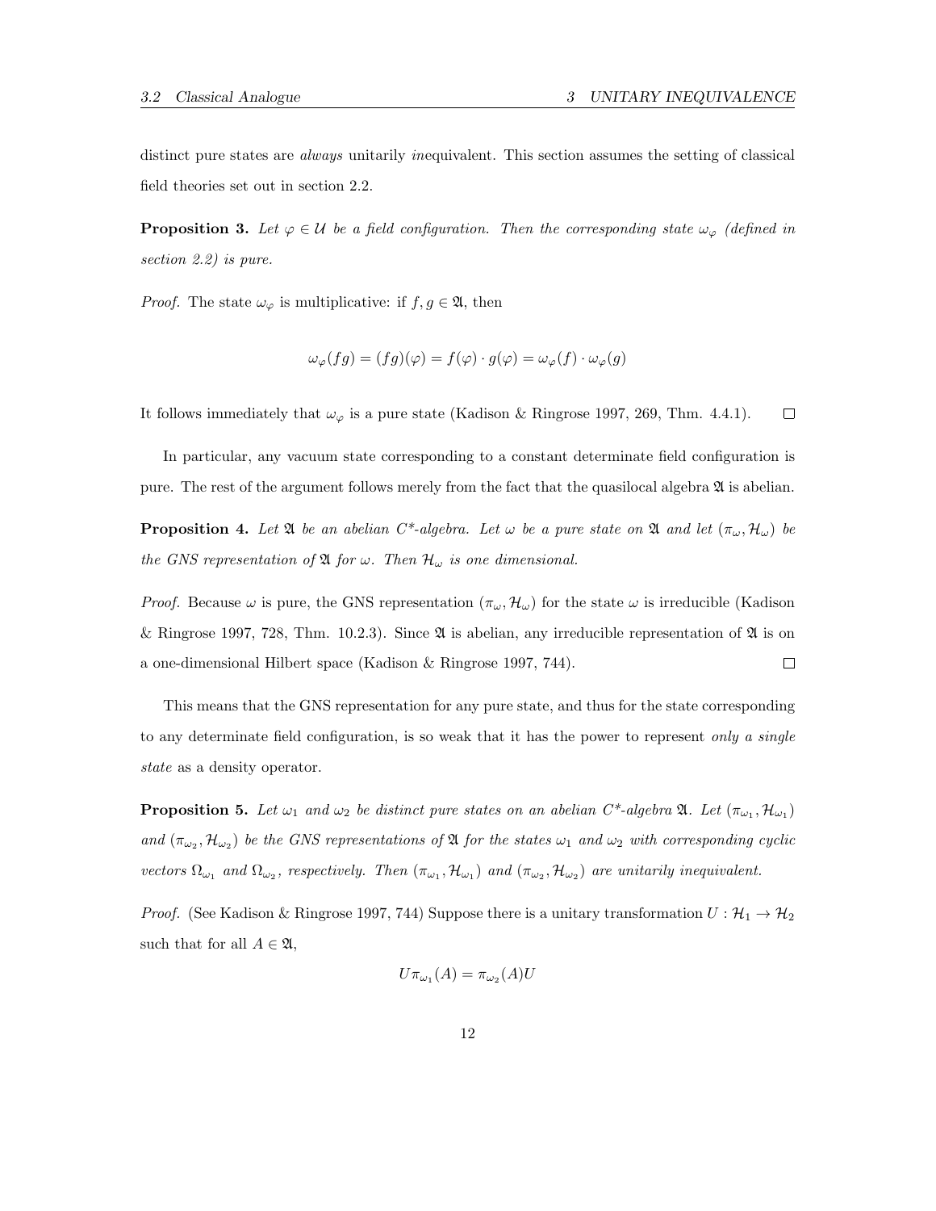distinct pure states are *always* unitarily *in*equivalent. This section assumes the setting of classical field theories set out in section 2.2.

**Proposition 3.** *Let $\varphi \in \mathcal{U}$ be a field configuration. Then the corresponding state $\omega_\varphi$ (defined in section 2.2) is pure.*

*Proof.* The state $\omega_\varphi$ is multiplicative: if $f, g \in \mathfrak{A}$, then

$$\omega_\varphi(fg) = (fg)(\varphi) = f(\varphi) \cdot g(\varphi) = \omega_\varphi(f) \cdot \omega_\varphi(g)$$

It follows immediately that $\omega_\varphi$ is a pure state (Kadison & Ringrose 1997, 269, Thm. 4.4.1). $\square$

In particular, any vacuum state corresponding to a constant determinate field configuration is pure. The rest of the argument follows merely from the fact that the quasilocal algebra $\mathfrak{A}$ is abelian.

**Proposition 4.** *Let $\mathfrak{A}$ be an abelian C\*-algebra. Let $\omega$ be a pure state on $\mathfrak{A}$ and let $(\pi_\omega, \mathcal{H}_\omega)$ be the GNS representation of $\mathfrak{A}$ for $\omega$. Then $\mathcal{H}_\omega$ is one dimensional.*

*Proof.* Because $\omega$ is pure, the GNS representation $(\pi_\omega, \mathcal{H}_\omega)$ for the state $\omega$ is irreducible (Kadison & Ringrose 1997, 728, Thm. 10.2.3). Since $\mathfrak{A}$ is abelian, any irreducible representation of $\mathfrak{A}$ is on a one-dimensional Hilbert space (Kadison & Ringrose 1997, 744). $\square$

This means that the GNS representation for any pure state, and thus for the state corresponding to any determinate field configuration, is so weak that it has the power to represent *only a single state* as a density operator.

**Proposition 5.** *Let $\omega_1$ and $\omega_2$ be distinct pure states on an abelian C\*-algebra $\mathfrak{A}$. Let $(\pi_{\omega_1}, \mathcal{H}_{\omega_1})$ and $(\pi_{\omega_2}, \mathcal{H}_{\omega_2})$ be the GNS representations of $\mathfrak{A}$ for the states $\omega_1$ and $\omega_2$ with corresponding cyclic vectors $\Omega_{\omega_1}$ and $\Omega_{\omega_2}$, respectively. Then $(\pi_{\omega_1}, \mathcal{H}_{\omega_1})$ and $(\pi_{\omega_2}, \mathcal{H}_{\omega_2})$ are unitarily inequivalent.*

*Proof.* (See Kadison & Ringrose 1997, 744) Suppose there is a unitary transformation $U : \mathcal{H}_1 \to \mathcal{H}_2$ such that for all $A \in \mathfrak{A}$,

$$U\pi_{\omega_1}(A) = \pi_{\omega_2}(A)U$$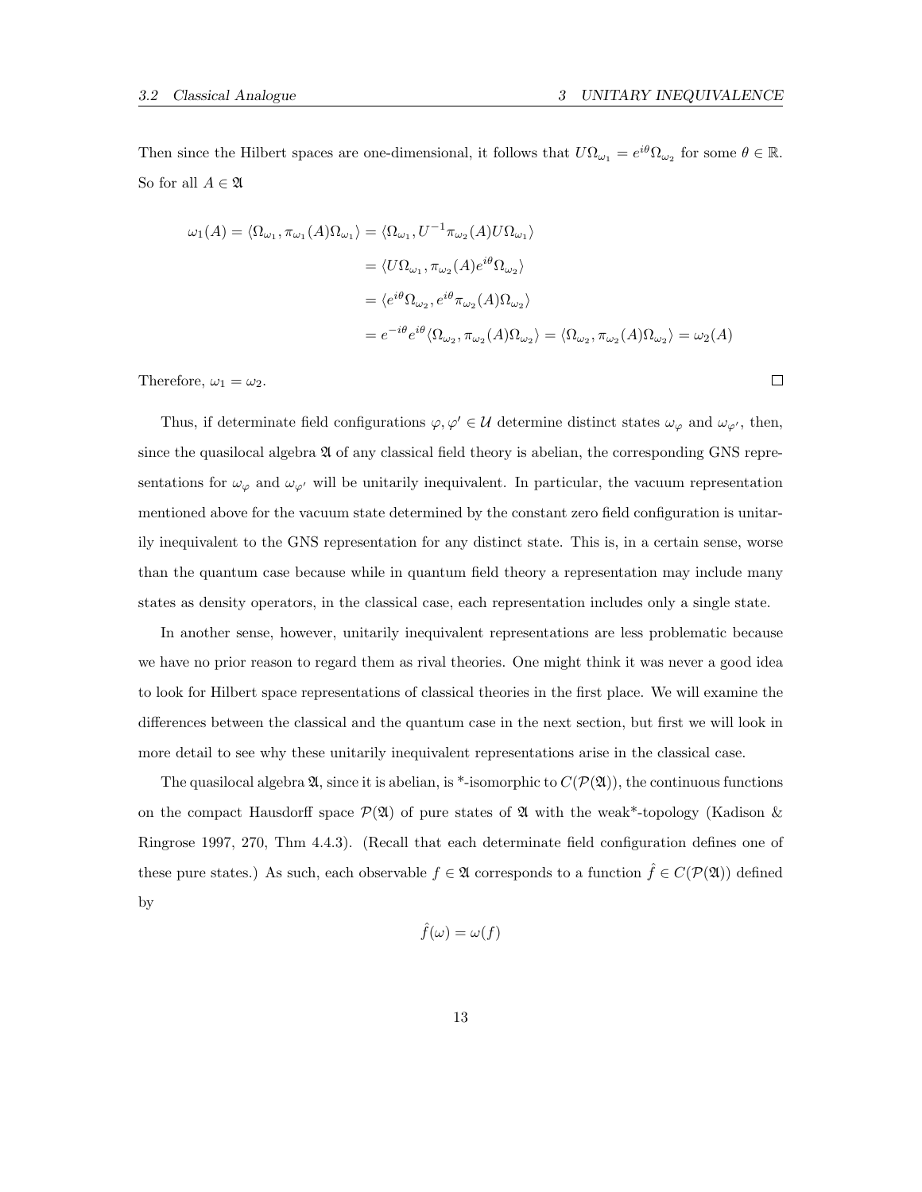Then since the Hilbert spaces are one-dimensional, it follows that $U\Omega_{\omega_1} = e^{i\theta}\Omega_{\omega_2}$ for some $\theta \in \mathbb{R}$. So for all $A \in \mathfrak{A}$

$$
\begin{aligned}
\omega_1(A) = \langle \Omega_{\omega_1}, \pi_{\omega_1}(A)\Omega_{\omega_1}\rangle &= \langle \Omega_{\omega_1}, U^{-1}\pi_{\omega_2}(A)U\Omega_{\omega_1}\rangle \\
&= \langle U\Omega_{\omega_1}, \pi_{\omega_2}(A)e^{i\theta}\Omega_{\omega_2}\rangle \\
&= \langle e^{i\theta}\Omega_{\omega_2}, e^{i\theta}\pi_{\omega_2}(A)\Omega_{\omega_2}\rangle \\
&= e^{-i\theta}e^{i\theta}\langle \Omega_{\omega_2}, \pi_{\omega_2}(A)\Omega_{\omega_2}\rangle = \langle \Omega_{\omega_2}, \pi_{\omega_2}(A)\Omega_{\omega_2}\rangle = \omega_2(A)
\end{aligned}
$$

Therefore, $\omega_1 = \omega_2$. □

Thus, if determinate field configurations $\varphi, \varphi' \in \mathcal{U}$ determine distinct states $\omega_\varphi$ and $\omega_{\varphi'}$, then, since the quasilocal algebra $\mathfrak{A}$ of any classical field theory is abelian, the corresponding GNS representations for $\omega_\varphi$ and $\omega_{\varphi'}$ will be unitarily inequivalent. In particular, the vacuum representation mentioned above for the vacuum state determined by the constant zero field configuration is unitarily inequivalent to the GNS representation for any distinct state. This is, in a certain sense, worse than the quantum case because while in quantum field theory a representation may include many states as density operators, in the classical case, each representation includes only a single state.

In another sense, however, unitarily inequivalent representations are less problematic because we have no prior reason to regard them as rival theories. One might think it was never a good idea to look for Hilbert space representations of classical theories in the first place. We will examine the differences between the classical and the quantum case in the next section, but first we will look in more detail to see why these unitarily inequivalent representations arise in the classical case.

The quasilocal algebra $\mathfrak{A}$, since it is abelian, is *-isomorphic to $C(\mathcal{P}(\mathfrak{A}))$, the continuous functions on the compact Hausdorff space $\mathcal{P}(\mathfrak{A})$ of pure states of $\mathfrak{A}$ with the weak*-topology (Kadison & Ringrose 1997, 270, Thm 4.4.3). (Recall that each determinate field configuration defines one of these pure states.) As such, each observable $f \in \mathfrak{A}$ corresponds to a function $\hat{f} \in C(\mathcal{P}(\mathfrak{A}))$ defined by

$$\hat{f}(\omega) = \omega(f)$$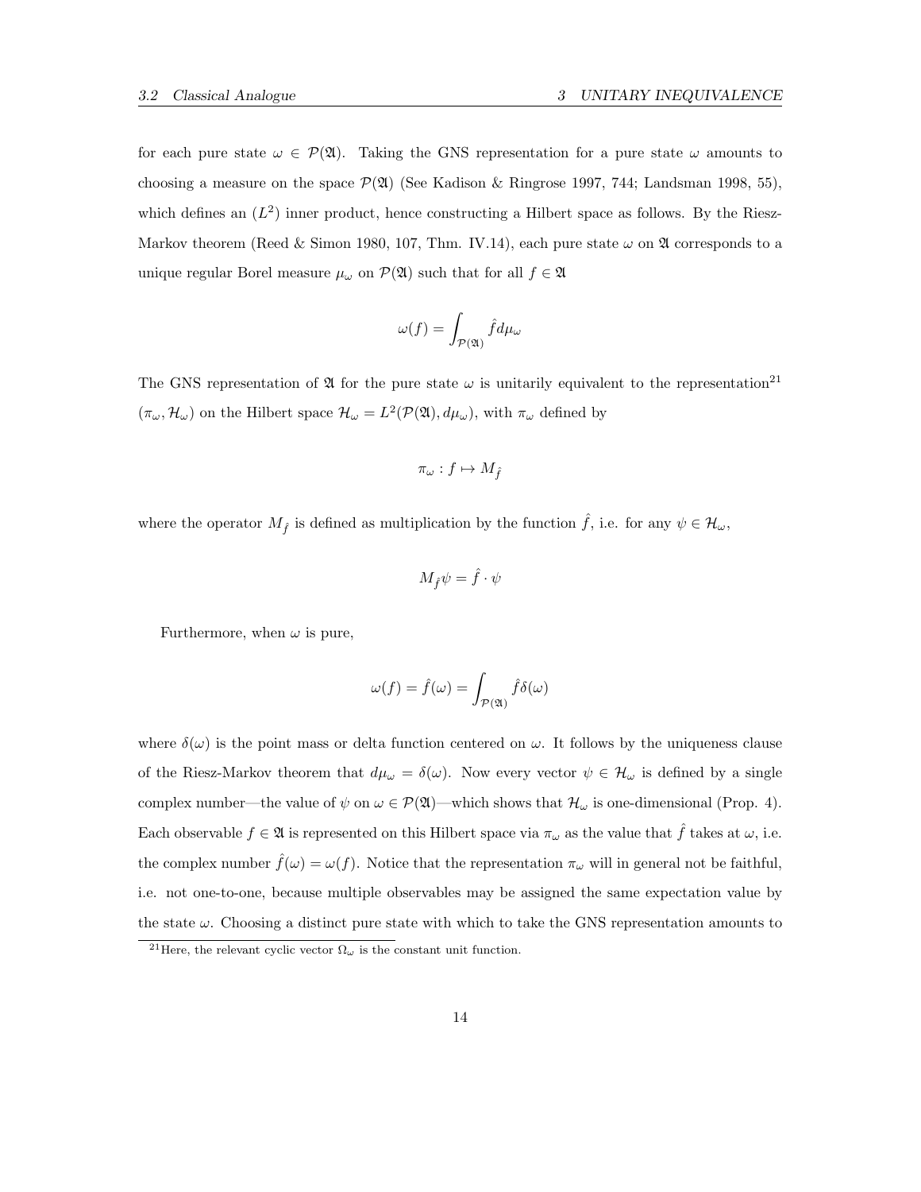for each pure state $\omega \in \mathcal{P}(\mathfrak{A})$. Taking the GNS representation for a pure state $\omega$ amounts to choosing a measure on the space $\mathcal{P}(\mathfrak{A})$ (See Kadison & Ringrose 1997, 744; Landsman 1998, 55), which defines an $(L^2)$ inner product, hence constructing a Hilbert space as follows. By the Riesz-Markov theorem (Reed & Simon 1980, 107, Thm. IV.14), each pure state $\omega$ on $\mathfrak{A}$ corresponds to a unique regular Borel measure $\mu_\omega$ on $\mathcal{P}(\mathfrak{A})$ such that for all $f \in \mathfrak{A}$

$$\omega(f) = \int_{\mathcal{P}(\mathfrak{A})} \hat{f} d\mu_\omega$$

The GNS representation of $\mathfrak{A}$ for the pure state $\omega$ is unitarily equivalent to the representation[21] $(\pi_\omega, \mathcal{H}_\omega)$ on the Hilbert space $\mathcal{H}_\omega = L^2(\mathcal{P}(\mathfrak{A}), d\mu_\omega)$, with $\pi_\omega$ defined by

$$\pi_\omega : f \mapsto M_{\hat{f}}$$

where the operator $M_{\hat{f}}$ is defined as multiplication by the function $\hat{f}$, i.e. for any $\psi \in \mathcal{H}_\omega$,

$$M_{\hat{f}}\psi = \hat{f} \cdot \psi$$

Furthermore, when $\omega$ is pure,

$$\omega(f) = \hat{f}(\omega) = \int_{\mathcal{P}(\mathfrak{A})} \hat{f}\delta(\omega)$$

where $\delta(\omega)$ is the point mass or delta function centered on $\omega$. It follows by the uniqueness clause of the Riesz-Markov theorem that $d\mu_\omega = \delta(\omega)$. Now every vector $\psi \in \mathcal{H}_\omega$ is defined by a single complex number—the value of $\psi$ on $\omega \in \mathcal{P}(\mathfrak{A})$—which shows that $\mathcal{H}_\omega$ is one-dimensional (Prop. 4). Each observable $f \in \mathfrak{A}$ is represented on this Hilbert space via $\pi_\omega$ as the value that $\hat{f}$ takes at $\omega$, i.e. the complex number $\hat{f}(\omega) = \omega(f)$. Notice that the representation $\pi_\omega$ will in general not be faithful, i.e. not one-to-one, because multiple observables may be assigned the same expectation value by the state $\omega$. Choosing a distinct pure state with which to take the GNS representation amounts to

[21] Here, the relevant cyclic vector $\Omega_\omega$ is the constant unit function.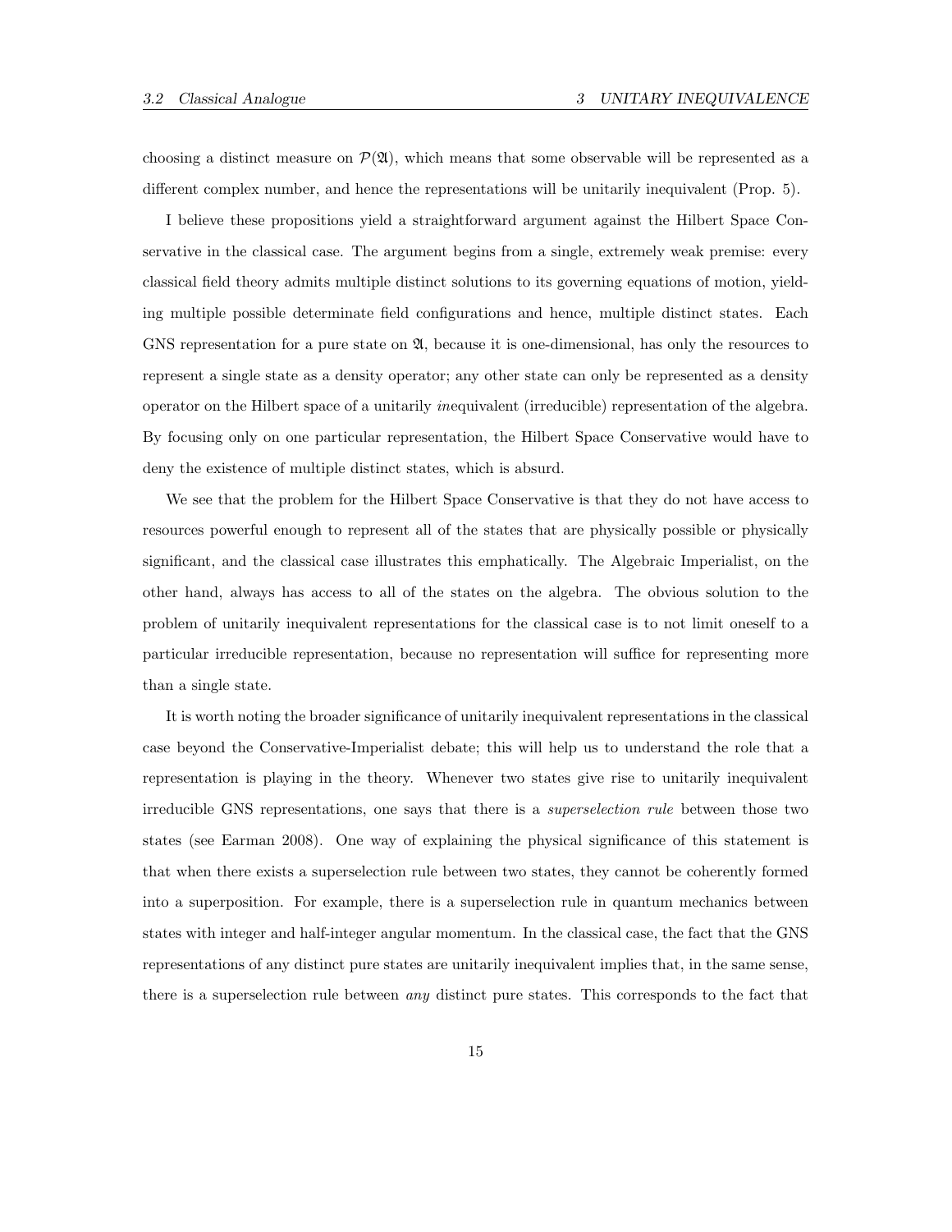choosing a distinct measure on $\mathcal{P}(\mathfrak{A})$, which means that some observable will be represented as a different complex number, and hence the representations will be unitarily inequivalent (Prop. 5).

I believe these propositions yield a straightforward argument against the Hilbert Space Conservative in the classical case. The argument begins from a single, extremely weak premise: every classical field theory admits multiple distinct solutions to its governing equations of motion, yielding multiple possible determinate field configurations and hence, multiple distinct states. Each GNS representation for a pure state on $\mathfrak{A}$, because it is one-dimensional, has only the resources to represent a single state as a density operator; any other state can only be represented as a density operator on the Hilbert space of a unitarily *in*equivalent (irreducible) representation of the algebra. By focusing only on one particular representation, the Hilbert Space Conservative would have to deny the existence of multiple distinct states, which is absurd.

We see that the problem for the Hilbert Space Conservative is that they do not have access to resources powerful enough to represent all of the states that are physically possible or physically significant, and the classical case illustrates this emphatically. The Algebraic Imperialist, on the other hand, always has access to all of the states on the algebra. The obvious solution to the problem of unitarily inequivalent representations for the classical case is to not limit oneself to a particular irreducible representation, because no representation will suffice for representing more than a single state.

It is worth noting the broader significance of unitarily inequivalent representations in the classical case beyond the Conservative-Imperialist debate; this will help us to understand the role that a representation is playing in the theory. Whenever two states give rise to unitarily inequivalent irreducible GNS representations, one says that there is a *superselection rule* between those two states (see Earman 2008). One way of explaining the physical significance of this statement is that when there exists a superselection rule between two states, they cannot be coherently formed into a superposition. For example, there is a superselection rule in quantum mechanics between states with integer and half-integer angular momentum. In the classical case, the fact that the GNS representations of any distinct pure states are unitarily inequivalent implies that, in the same sense, there is a superselection rule between *any* distinct pure states. This corresponds to the fact that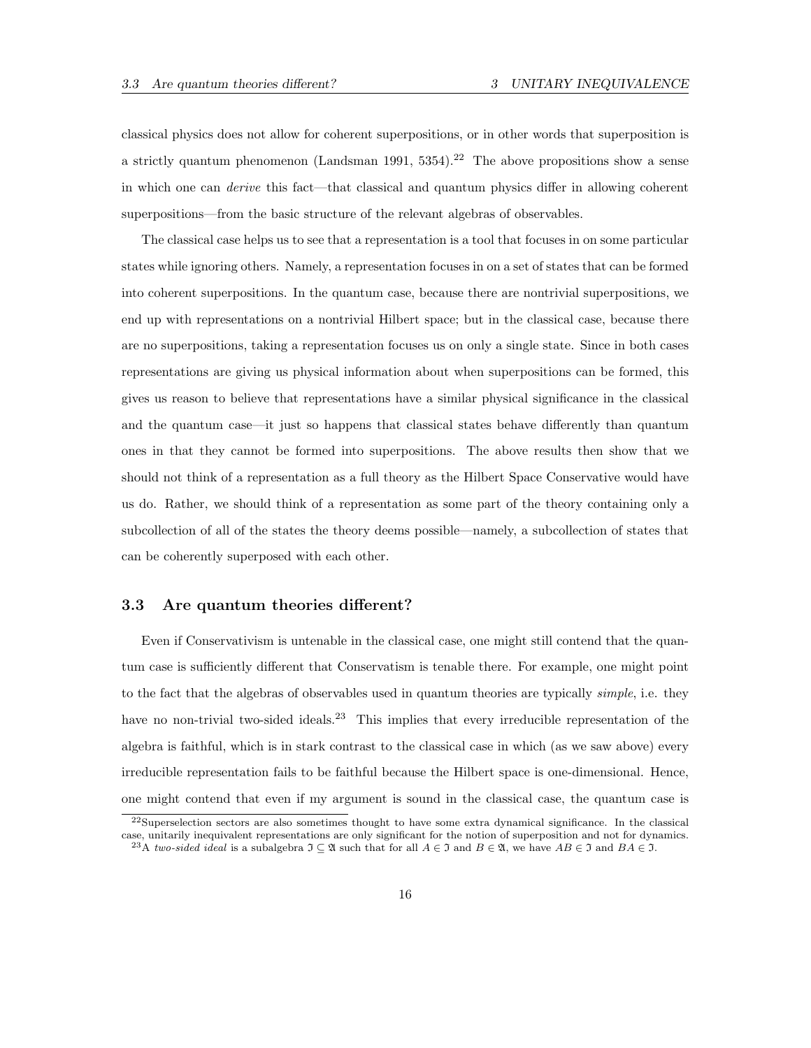classical physics does not allow for coherent superpositions, or in other words that superposition is a strictly quantum phenomenon (Landsman 1991, 5354).[22] The above propositions show a sense in which one can *derive* this fact—that classical and quantum physics differ in allowing coherent superpositions—from the basic structure of the relevant algebras of observables.

The classical case helps us to see that a representation is a tool that focuses in on some particular states while ignoring others. Namely, a representation focuses in on a set of states that can be formed into coherent superpositions. In the quantum case, because there are nontrivial superpositions, we end up with representations on a nontrivial Hilbert space; but in the classical case, because there are no superpositions, taking a representation focuses us on only a single state. Since in both cases representations are giving us physical information about when superpositions can be formed, this gives us reason to believe that representations have a similar physical significance in the classical and the quantum case—it just so happens that classical states behave differently than quantum ones in that they cannot be formed into superpositions. The above results then show that we should not think of a representation as a full theory as the Hilbert Space Conservative would have us do. Rather, we should think of a representation as some part of the theory containing only a subcollection of all of the states the theory deems possible—namely, a subcollection of states that can be coherently superposed with each other.

### 3.3 Are quantum theories different?

Even if Conservativism is untenable in the classical case, one might still contend that the quantum case is sufficiently different that Conservatism is tenable there. For example, one might point to the fact that the algebras of observables used in quantum theories are typically *simple*, i.e. they have no non-trivial two-sided ideals.[23] This implies that every irreducible representation of the algebra is faithful, which is in stark contrast to the classical case in which (as we saw above) every irreducible representation fails to be faithful because the Hilbert space is one-dimensional. Hence, one might contend that even if my argument is sound in the classical case, the quantum case is

[22] Superselection sectors are also sometimes thought to have some extra dynamical significance. In the classical case, unitarily inequivalent representations are only significant for the notion of superposition and not for dynamics.

[23] A *two-sided ideal* is a subalgebra $\mathfrak{I} \subseteq \mathfrak{A}$ such that for all $A \in \mathfrak{I}$ and $B \in \mathfrak{A}$, we have $AB \in \mathfrak{I}$ and $BA \in \mathfrak{I}$.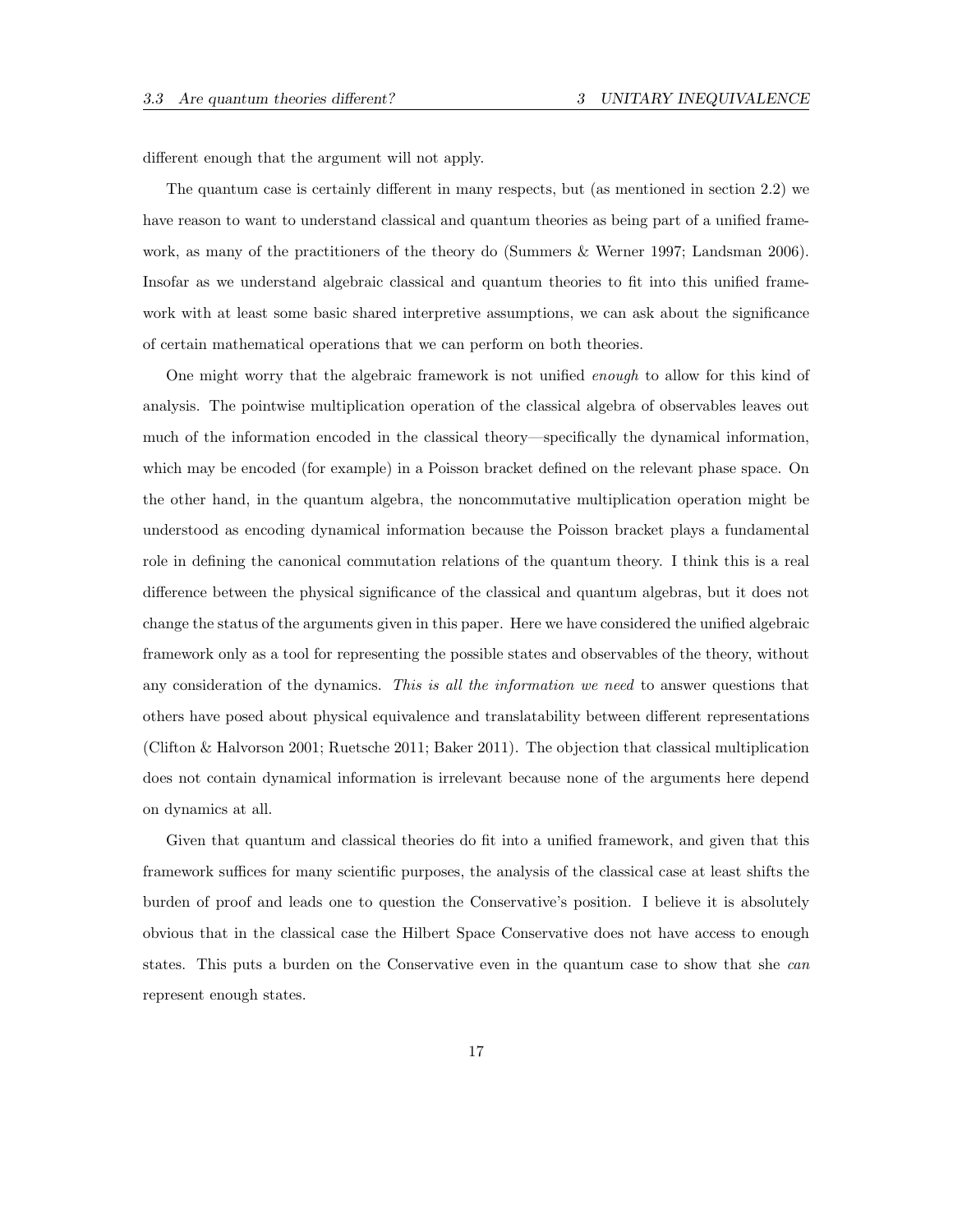different enough that the argument will not apply.

The quantum case is certainly different in many respects, but (as mentioned in section 2.2) we have reason to want to understand classical and quantum theories as being part of a unified framework, as many of the practitioners of the theory do (Summers & Werner 1997; Landsman 2006). Insofar as we understand algebraic classical and quantum theories to fit into this unified framework with at least some basic shared interpretive assumptions, we can ask about the significance of certain mathematical operations that we can perform on both theories.

One might worry that the algebraic framework is not unified *enough* to allow for this kind of analysis. The pointwise multiplication operation of the classical algebra of observables leaves out much of the information encoded in the classical theory—specifically the dynamical information, which may be encoded (for example) in a Poisson bracket defined on the relevant phase space. On the other hand, in the quantum algebra, the noncommutative multiplication operation might be understood as encoding dynamical information because the Poisson bracket plays a fundamental role in defining the canonical commutation relations of the quantum theory. I think this is a real difference between the physical significance of the classical and quantum algebras, but it does not change the status of the arguments given in this paper. Here we have considered the unified algebraic framework only as a tool for representing the possible states and observables of the theory, without any consideration of the dynamics. *This is all the information we need* to answer questions that others have posed about physical equivalence and translatability between different representations (Clifton & Halvorson 2001; Ruetsche 2011; Baker 2011). The objection that classical multiplication does not contain dynamical information is irrelevant because none of the arguments here depend on dynamics at all.

Given that quantum and classical theories do fit into a unified framework, and given that this framework suffices for many scientific purposes, the analysis of the classical case at least shifts the burden of proof and leads one to question the Conservative's position. I believe it is absolutely obvious that in the classical case the Hilbert Space Conservative does not have access to enough states. This puts a burden on the Conservative even in the quantum case to show that she *can* represent enough states.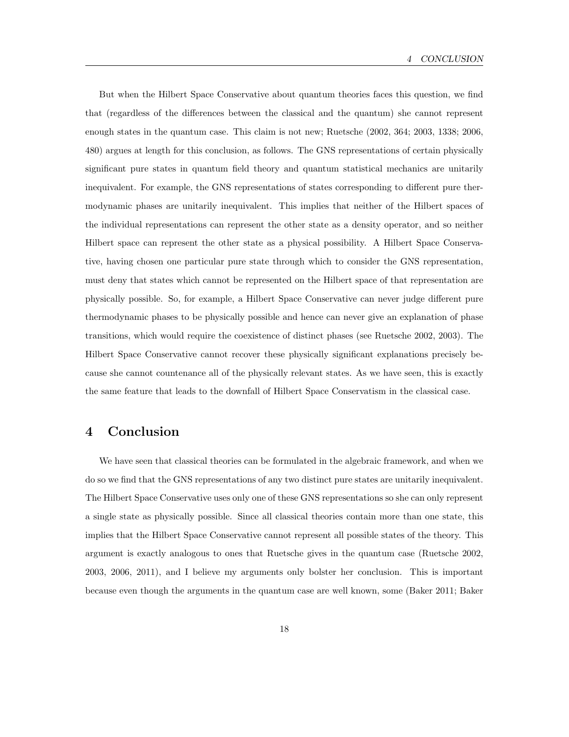But when the Hilbert Space Conservative about quantum theories faces this question, we find that (regardless of the differences between the classical and the quantum) she cannot represent enough states in the quantum case. This claim is not new; Ruetsche (2002, 364; 2003, 1338; 2006, 480) argues at length for this conclusion, as follows. The GNS representations of certain physically significant pure states in quantum field theory and quantum statistical mechanics are unitarily inequivalent. For example, the GNS representations of states corresponding to different pure thermodynamic phases are unitarily inequivalent. This implies that neither of the Hilbert spaces of the individual representations can represent the other state as a density operator, and so neither Hilbert space can represent the other state as a physical possibility. A Hilbert Space Conservative, having chosen one particular pure state through which to consider the GNS representation, must deny that states which cannot be represented on the Hilbert space of that representation are physically possible. So, for example, a Hilbert Space Conservative can never judge different pure thermodynamic phases to be physically possible and hence can never give an explanation of phase transitions, which would require the coexistence of distinct phases (see Ruetsche 2002, 2003). The Hilbert Space Conservative cannot recover these physically significant explanations precisely because she cannot countenance all of the physically relevant states. As we have seen, this is exactly the same feature that leads to the downfall of Hilbert Space Conservatism in the classical case.

## 4 Conclusion

We have seen that classical theories can be formulated in the algebraic framework, and when we do so we find that the GNS representations of any two distinct pure states are unitarily inequivalent. The Hilbert Space Conservative uses only one of these GNS representations so she can only represent a single state as physically possible. Since all classical theories contain more than one state, this implies that the Hilbert Space Conservative cannot represent all possible states of the theory. This argument is exactly analogous to ones that Ruetsche gives in the quantum case (Ruetsche 2002, 2003, 2006, 2011), and I believe my arguments only bolster her conclusion. This is important because even though the arguments in the quantum case are well known, some (Baker 2011; Baker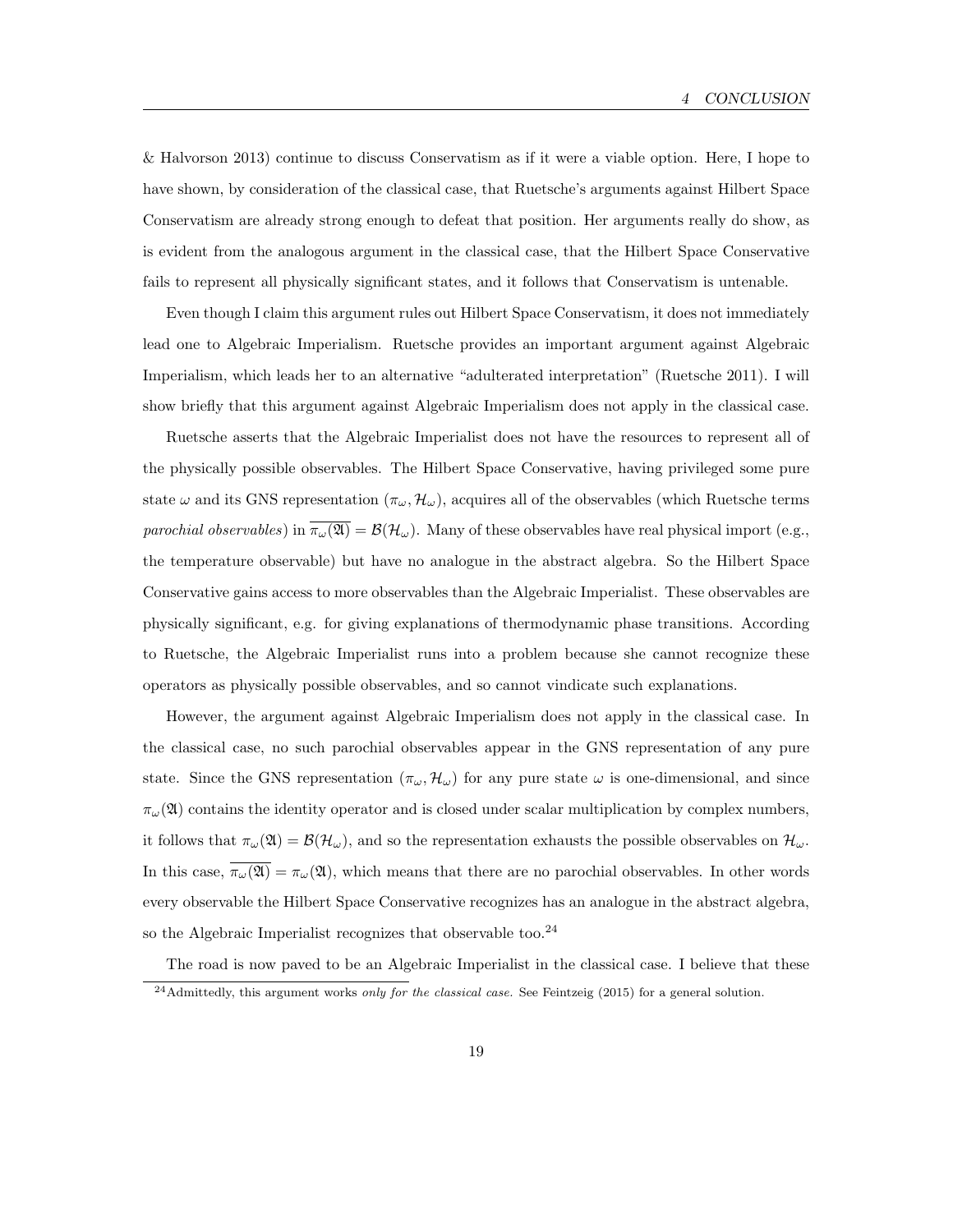& Halvorson 2013) continue to discuss Conservatism as if it were a viable option. Here, I hope to have shown, by consideration of the classical case, that Ruetsche's arguments against Hilbert Space Conservatism are already strong enough to defeat that position. Her arguments really do show, as is evident from the analogous argument in the classical case, that the Hilbert Space Conservative fails to represent all physically significant states, and it follows that Conservatism is untenable.

Even though I claim this argument rules out Hilbert Space Conservatism, it does not immediately lead one to Algebraic Imperialism. Ruetsche provides an important argument against Algebraic Imperialism, which leads her to an alternative "adulterated interpretation" (Ruetsche 2011). I will show briefly that this argument against Algebraic Imperialism does not apply in the classical case.

Ruetsche asserts that the Algebraic Imperialist does not have the resources to represent all of the physically possible observables. The Hilbert Space Conservative, having privileged some pure state $\omega$ and its GNS representation $(\pi_\omega, \mathcal{H}_\omega)$, acquires all of the observables (which Ruetsche terms *parochial observables*) in $\overline{\pi_\omega(\mathfrak{A})} = \mathcal{B}(\mathcal{H}_\omega)$. Many of these observables have real physical import (e.g., the temperature observable) but have no analogue in the abstract algebra. So the Hilbert Space Conservative gains access to more observables than the Algebraic Imperialist. These observables are physically significant, e.g. for giving explanations of thermodynamic phase transitions. According to Ruetsche, the Algebraic Imperialist runs into a problem because she cannot recognize these operators as physically possible observables, and so cannot vindicate such explanations.

However, the argument against Algebraic Imperialism does not apply in the classical case. In the classical case, no such parochial observables appear in the GNS representation of any pure state. Since the GNS representation $(\pi_\omega, \mathcal{H}_\omega)$ for any pure state $\omega$ is one-dimensional, and since $\pi_\omega(\mathfrak{A})$ contains the identity operator and is closed under scalar multiplication by complex numbers, it follows that $\pi_\omega(\mathfrak{A}) = \mathcal{B}(\mathcal{H}_\omega)$, and so the representation exhausts the possible observables on $\mathcal{H}_\omega$. In this case, $\overline{\pi_\omega(\mathfrak{A})} = \pi_\omega(\mathfrak{A})$, which means that there are no parochial observables. In other words every observable the Hilbert Space Conservative recognizes has an analogue in the abstract algebra, so the Algebraic Imperialist recognizes that observable too.[24]

The road is now paved to be an Algebraic Imperialist in the classical case. I believe that these

[24] Admittedly, this argument works *only for the classical case.* See Feintzeig (2015) for a general solution.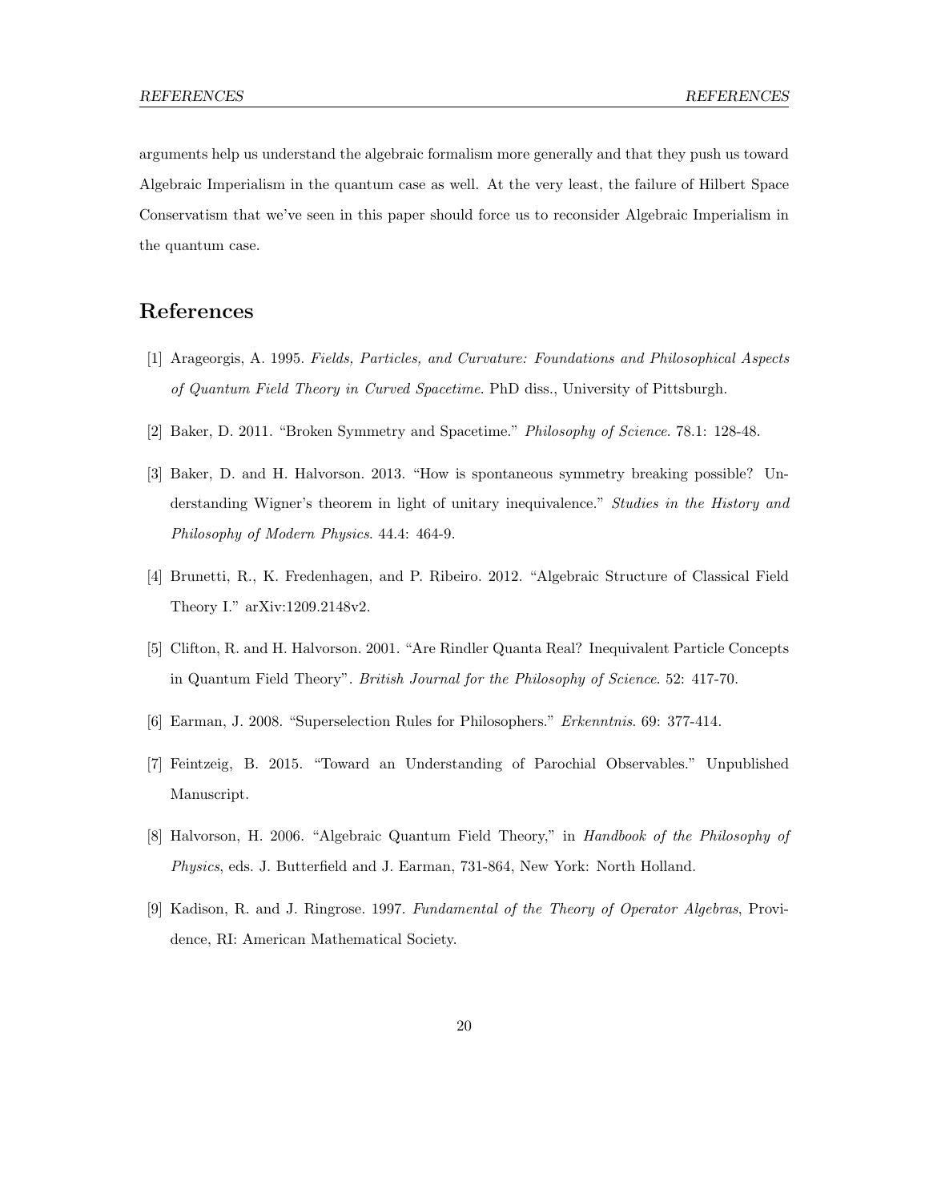arguments help us understand the algebraic formalism more generally and that they push us toward Algebraic Imperialism in the quantum case as well. At the very least, the failure of Hilbert Space Conservatism that we've seen in this paper should force us to reconsider Algebraic Imperialism in the quantum case.

## References

[1] Arageorgis, A. 1995. *Fields, Particles, and Curvature: Foundations and Philosophical Aspects of Quantum Field Theory in Curved Spacetime*. PhD diss., University of Pittsburgh.

[2] Baker, D. 2011. "Broken Symmetry and Spacetime." *Philosophy of Science*. 78.1: 128-48.

[3] Baker, D. and H. Halvorson. 2013. "How is spontaneous symmetry breaking possible? Understanding Wigner's theorem in light of unitary inequivalence." *Studies in the History and Philosophy of Modern Physics*. 44.4: 464-9.

[4] Brunetti, R., K. Fredenhagen, and P. Ribeiro. 2012. "Algebraic Structure of Classical Field Theory I." arXiv:1209.2148v2.

[5] Clifton, R. and H. Halvorson. 2001. "Are Rindler Quanta Real? Inequivalent Particle Concepts in Quantum Field Theory". *British Journal for the Philosophy of Science*. 52: 417-70.

[6] Earman, J. 2008. "Superselection Rules for Philosophers." *Erkenntnis*. 69: 377-414.

[7] Feintzeig, B. 2015. "Toward an Understanding of Parochial Observables." Unpublished Manuscript.

[8] Halvorson, H. 2006. "Algebraic Quantum Field Theory," in *Handbook of the Philosophy of Physics*, eds. J. Butterfield and J. Earman, 731-864, New York: North Holland.

[9] Kadison, R. and J. Ringrose. 1997. *Fundamental of the Theory of Operator Algebras*, Providence, RI: American Mathematical Society.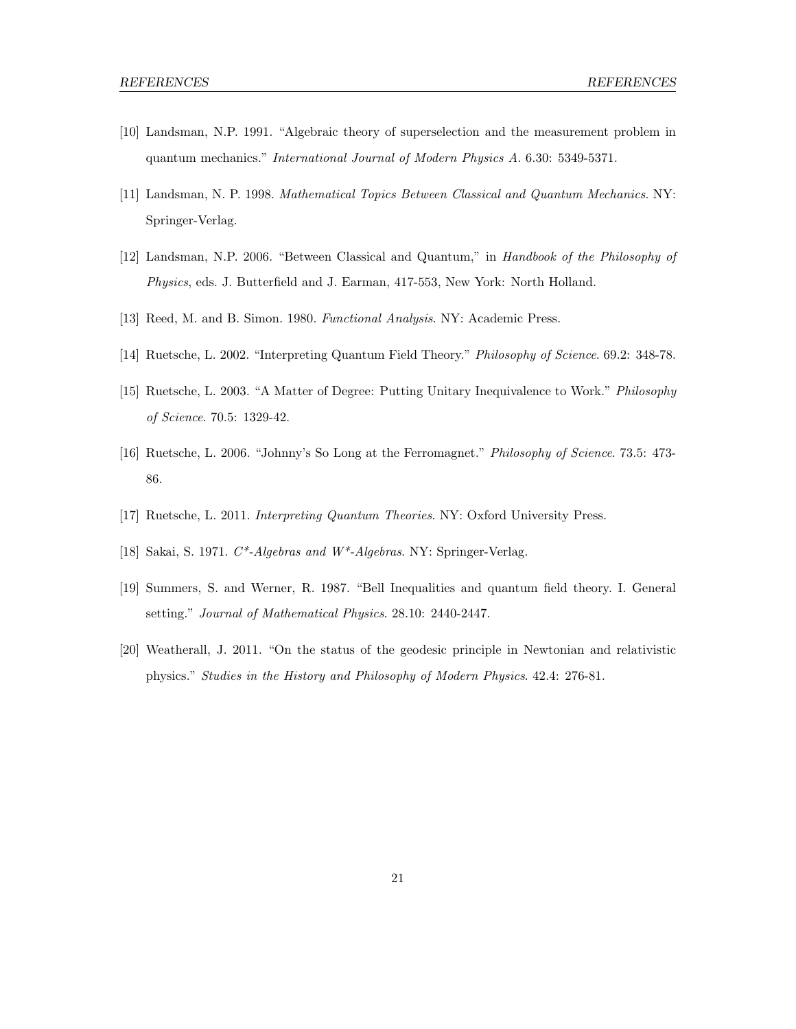[10] Landsman, N.P. 1991. "Algebraic theory of superselection and the measurement problem in quantum mechanics." *International Journal of Modern Physics A*. 6.30: 5349-5371.

[11] Landsman, N. P. 1998. *Mathematical Topics Between Classical and Quantum Mechanics*. NY: Springer-Verlag.

[12] Landsman, N.P. 2006. "Between Classical and Quantum," in *Handbook of the Philosophy of Physics*, eds. J. Butterfield and J. Earman, 417-553, New York: North Holland.

[13] Reed, M. and B. Simon. 1980. *Functional Analysis*. NY: Academic Press.

[14] Ruetsche, L. 2002. "Interpreting Quantum Field Theory." *Philosophy of Science*. 69.2: 348-78.

[15] Ruetsche, L. 2003. "A Matter of Degree: Putting Unitary Inequivalence to Work." *Philosophy of Science*. 70.5: 1329-42.

[16] Ruetsche, L. 2006. "Johnny's So Long at the Ferromagnet." *Philosophy of Science*. 73.5: 473-86.

[17] Ruetsche, L. 2011. *Interpreting Quantum Theories*. NY: Oxford University Press.

[18] Sakai, S. 1971. *C*-Algebras and W*-Algebras*. NY: Springer-Verlag.

[19] Summers, S. and Werner, R. 1987. "Bell Inequalities and quantum field theory. I. General setting." *Journal of Mathematical Physics*. 28.10: 2440-2447.

[20] Weatherall, J. 2011. "On the status of the geodesic principle in Newtonian and relativistic physics." *Studies in the History and Philosophy of Modern Physics*. 42.4: 276-81.